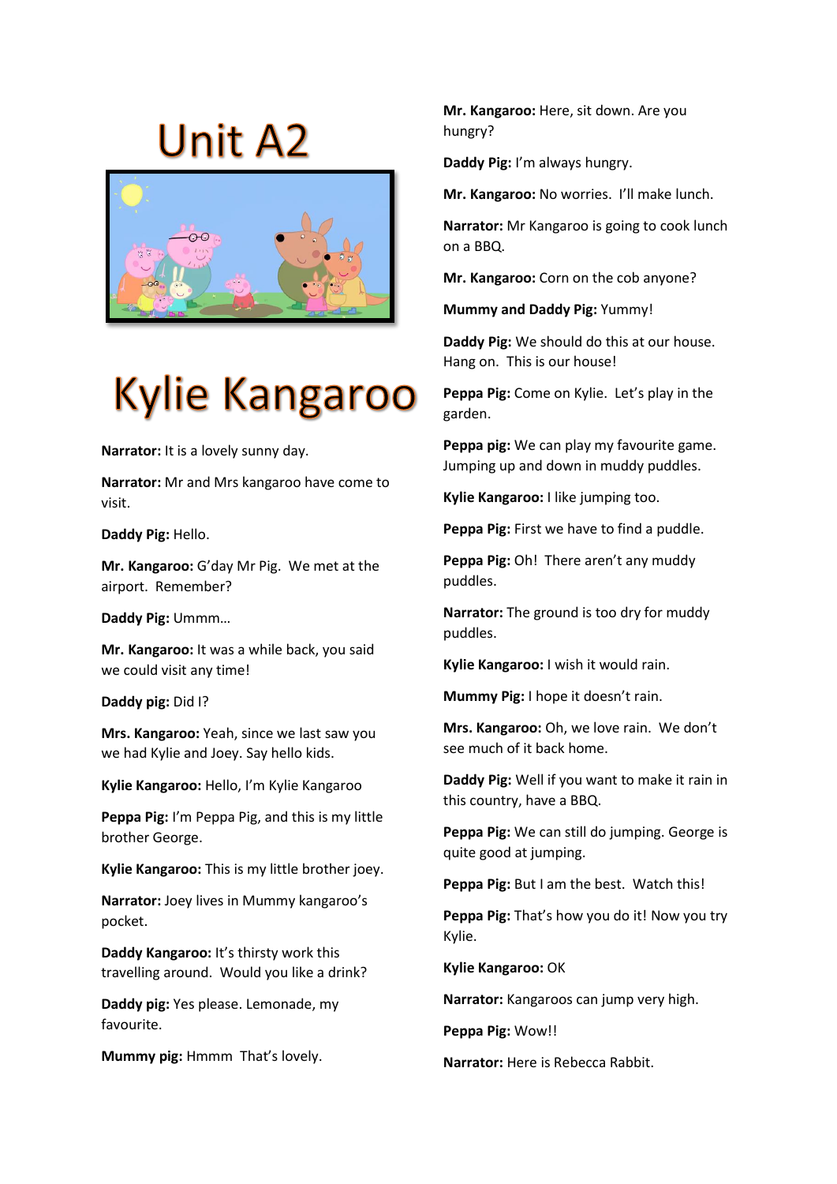# Unit A2

# Kylie Kangaroo

**Narrator:** It is a lovely sunny day.

**Narrator:** Mr and Mrs kangaroo have come to visit.

**Daddy Pig:** Hello.

**Mr. Kangaroo:** G'day Mr Pig. We met at the airport. Remember?

**Daddy Pig:** Ummm…

**Mr. Kangaroo:** It was a while back, you said we could visit any time!

**Daddy pig:** Did I?

**Mrs. Kangaroo:** Yeah, since we last saw you we had Kylie and Joey. Say hello kids.

**Kylie Kangaroo:** Hello, I'm Kylie Kangaroo

**Peppa Pig:** I'm Peppa Pig, and this is my little brother George.

**Kylie Kangaroo:** This is my little brother joey.

**Narrator:** Joey lives in Mummy kangaroo's pocket.

**Daddy Kangaroo:** It's thirsty work this travelling around. Would you like a drink?

**Daddy pig:** Yes please. Lemonade, my favourite.

**Mummy pig:** Hmmm That's lovely.

**Mr. Kangaroo:** Here, sit down. Are you hungry?

**Daddy Pig:** I'm always hungry.

**Mr. Kangaroo:** No worries. I'll make lunch.

**Narrator:** Mr Kangaroo is going to cook lunch on a BBQ.

**Mr. Kangaroo:** Corn on the cob anyone?

**Mummy and Daddy Pig:** Yummy!

**Daddy Pig:** We should do this at our house. Hang on. This is our house!

**Peppa Pig:** Come on Kylie. Let's play in the garden.

**Peppa pig:** We can play my favourite game. Jumping up and down in muddy puddles.

**Kylie Kangaroo:** I like jumping too.

**Peppa Pig:** First we have to find a puddle.

**Peppa Pig:** Oh! There aren't any muddy puddles.

**Narrator:** The ground is too dry for muddy puddles.

**Kylie Kangaroo:** I wish it would rain.

**Mummy Pig:** I hope it doesn't rain.

**Mrs. Kangaroo:** Oh, we love rain. We don't see much of it back home.

**Daddy Pig:** Well if you want to make it rain in this country, have a BBQ.

**Peppa Pig:** We can still do jumping. George is quite good at jumping.

**Peppa Pig:** But I am the best. Watch this!

**Peppa Pig:** That's how you do it! Now you try Kylie.

**Kylie Kangaroo:** OK

**Narrator:** Kangaroos can jump very high.

**Peppa Pig:** Wow!!

**Narrator:** Here is Rebecca Rabbit.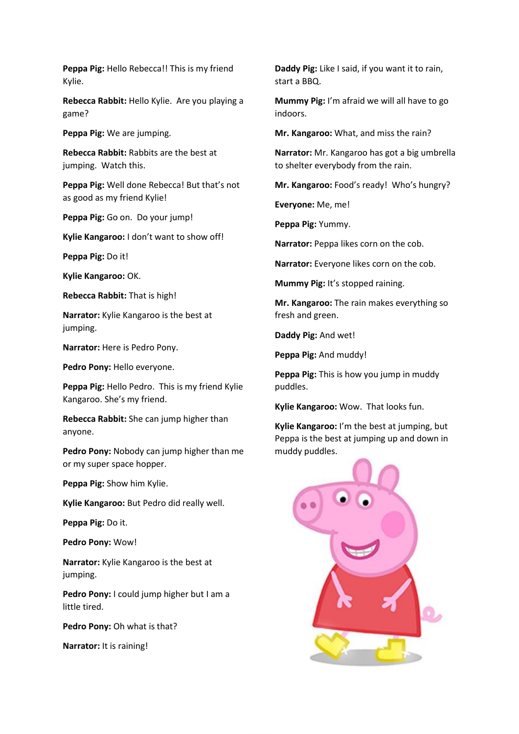**Peppa Pig:** Hello Rebecca!! This is my friend Kylie.

**Rebecca Rabbit:** Hello Kylie. Are you playing a game?

**Peppa Pig:** We are jumping.

**Rebecca Rabbit:** Rabbits are the best at jumping. Watch this.

**Peppa Pig:** Well done Rebecca! But that's not as good as my friend Kylie!

**Peppa Pig:** Go on. Do your jump!

**Kylie Kangaroo:** I don't want to show off!

**Peppa Pig:** Do it!

**Kylie Kangaroo:** OK.

**Rebecca Rabbit:** That is high!

**Narrator:** Kylie Kangaroo is the best at jumping.

**Narrator:** Here is Pedro Pony.

**Pedro Pony:** Hello everyone.

**Peppa Pig:** Hello Pedro. This is my friend Kylie Kangaroo. She's my friend.

**Rebecca Rabbit:** She can jump higher than anyone.

**Pedro Pony:** Nobody can jump higher than me or my super space hopper.

**Peppa Pig:** Show him Kylie.

**Kylie Kangaroo:** But Pedro did really well.

**Peppa Pig:** Do it.

**Pedro Pony:** Wow!

**Narrator:** Kylie Kangaroo is the best at jumping.

**Pedro Pony:** I could jump higher but I am a little tired.

**Pedro Pony:** Oh what is that?

**Narrator:** It is raining!

**Daddy Pig:** Like I said, if you want it to rain, start a BBQ.

**Mummy Pig:** I'm afraid we will all have to go indoors.

**Mr. Kangaroo:** What, and miss the rain?

**Narrator:** Mr. Kangaroo has got a big umbrella to shelter everybody from the rain.

**Mr. Kangaroo:** Food's ready! Who's hungry?

**Everyone:** Me, me!

**Peppa Pig:** Yummy.

**Narrator:** Peppa likes corn on the cob.

**Narrator:** Everyone likes corn on the cob.

**Mummy Pig:** It's stopped raining.

**Mr. Kangaroo:** The rain makes everything so fresh and green.

**Daddy Pig:** And wet!

**Peppa Pig:** And muddy!

**Peppa Pig:** This is how you jump in muddy puddles.

**Kylie Kangaroo:** Wow. That looks fun.

**Kylie Kangaroo:** I'm the best at jumping, but Peppa is the best at jumping up and down in muddy puddles.